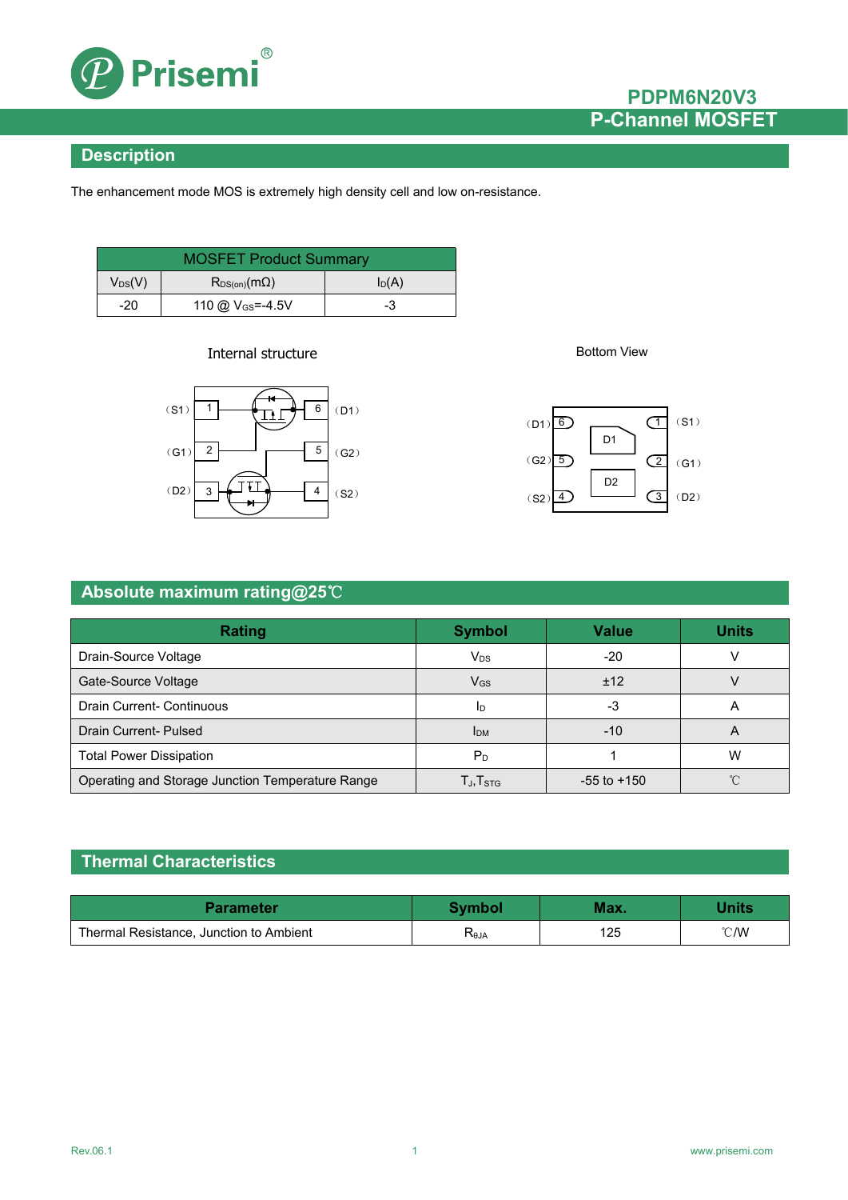# PDPM6N20V3
## P-Channel MOSFET

## Description

The enhancement mode MOS is extremely high density cell and low on-resistance.

| MOSFET Product Summary | | |
|---|---|---|
| $V_{DS}$(V) | $R_{DS(on)}$(mΩ) | $I_D$(A) |
| -20 | 110 @ $V_{GS}$=-4.5V | -3 |

Internal structure

（S1） 1
（G1） 2
（D2） 3
6 （D1）
5 （G2）
4 （S2）

Bottom View

（D1） 6
（G2） 5
（S2） 4
D1
D2
1 （S1）
2 （G1）
3 （D2）

## Absolute maximum rating@25℃

| Rating | Symbol | Value | Units |
|---|---|---|---|
| Drain-Source Voltage | $V_{DS}$ | -20 | V |
| Gate-Source Voltage | $V_{GS}$ | ±12 | V |
| Drain Current- Continuous | $I_D$ | -3 | A |
| Drain Current- Pulsed | $I_{DM}$ | -10 | A |
| Total Power Dissipation | $P_D$ | 1 | W |
| Operating and Storage Junction Temperature Range | $T_J$,$T_{STG}$ | -55 to +150 | ℃ |

## Thermal Characteristics

| Parameter | Symbol | Max. | Units |
|---|---|---|---|
| Thermal Resistance, Junction to Ambient | $R_{θJA}$ | 125 | ℃/W |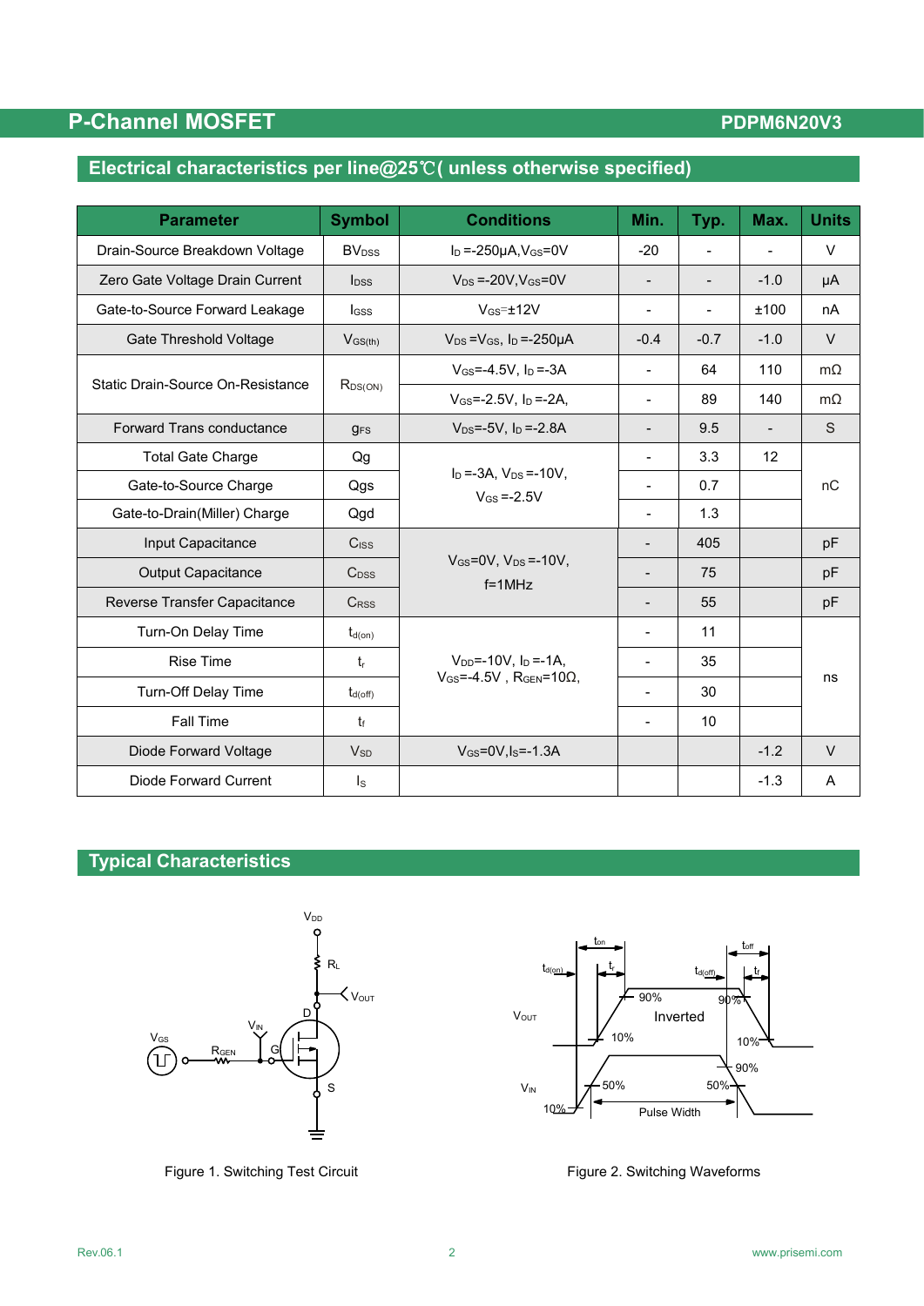## Electrical characteristics per line@25℃( unless otherwise specified)

| Parameter | Symbol | Conditions | Min. | Typ. | Max. | Units |
|---|---|---|---|---|---|---|
| Drain-Source Breakdown Voltage | $BV_{DSS}$ | $I_D$ =-250μA,$V_{GS}$=0V | -20 | - | - | V |
| Zero Gate Voltage Drain Current | $I_{DSS}$ | $V_{DS}$ =-20V,$V_{GS}$=0V | - | - | -1.0 | μA |
| Gate-to-Source Forward Leakage | $I_{GSS}$ | $V_{GS}$=±12V | - | - | ±100 | nA |
| Gate Threshold Voltage | $V_{GS(th)}$ | $V_{DS}$ =$V_{GS}$, $I_D$ =-250μA | -0.4 | -0.7 | -1.0 | V |
| Static Drain-Source On-Resistance | $R_{DS(ON)}$ | $V_{GS}$=-4.5V, $I_D$ =-3A | - | 64 | 110 | mΩ |
| | | $V_{GS}$=-2.5V, $I_D$ =-2A, | - | 89 | 140 | mΩ |
| Forward Trans conductance | $g_{FS}$ | $V_{DS}$=-5V, $I_D$ =-2.8A | - | 9.5 | - | S |
| Total Gate Charge | Qg | $I_D$ =-3A, $V_{DS}$ =-10V, $V_{GS}$ =-2.5V | - | 3.3 | 12 | nC |
| Gate-to-Source Charge | Qgs | | - | 0.7 | | nC |
| Gate-to-Drain(Miller) Charge | Qgd | | - | 1.3 | | nC |
| Input Capacitance | $C_{ISS}$ | $V_{GS}$=0V, $V_{DS}$ =-10V, f=1MHz | - | 405 | | pF |
| Output Capacitance | $C_{OSS}$ | | - | 75 | | pF |
| Reverse Transfer Capacitance | $C_{RSS}$ | | - | 55 | | pF |
| Turn-On Delay Time | $t_{d(on)}$ | $V_{DD}$=-10V, $I_D$ =-1A, $V_{GS}$=-4.5V , $R_{GEN}$=10Ω, | - | 11 | | ns |
| Rise Time | $t_r$ | | - | 35 | | ns |
| Turn-Off Delay Time | $t_{d(off)}$ | | - | 30 | | ns |
| Fall Time | $t_f$ | | - | 10 | | ns |
| Diode Forward Voltage | $V_{SD}$ | $V_{GS}$=0V,$I_S$=-1.3A | | | -1.2 | V |
| Diode Forward Current | $I_S$ | | | | -1.3 | A |

## Typical Characteristics

$V_{DD}$
$R_L$
$V_{OUT}$
D
$V_{IN}$
$V_{GS}$
$R_{GEN}$
G
S

Figure 1. Switching Test Circuit

$t_{on}$
$t_{off}$
$t_{d(on)}$
$t_r$
$t_{d(off)}$
$t_f$
90%
90%
$V_{OUT}$
Inverted
10%
10%
90%
$V_{IN}$
50%
50%
10%
Pulse Width

Figure 2. Switching Waveforms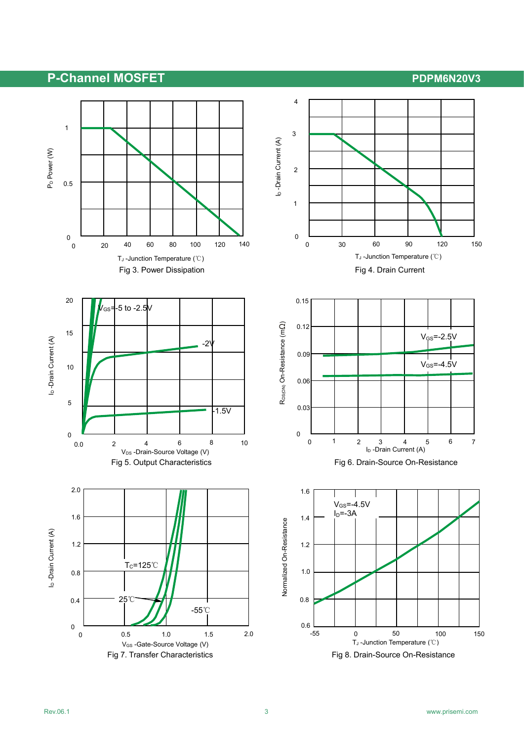## P-Channel MOSFET

**PDPM6N20V3**

1
0.5
0
0
20
40
60
80
100
120
140

$P_D$ Power (W)

$T_J$ -Junction Temperature (℃)

Fig 3. Power Dissipation

4
3
2
1
0
0
30
60
90
120
150

$I_D$ -Drain Current (A)

$T_J$ -Junction Temperature (℃)

Fig 4. Drain Current

20
15
10
5
0
0.0
2
4
6
8
10

$V_{GS}$=-5 to -2.5V

-2V

-1.5V

$I_D$ -Drain Current (A)

$V_{DS}$ -Drain-Source Voltage (V)

Fig 5. Output Characteristics

0.15
0.12
0.09
0.06
0.03
0
0
1
2
3
4
5
6
7

$V_{GS}$=-2.5V

$V_{GS}$=-4.5V

$R_{DS(ON)}$ On-Resistance (mΩ)

$I_D$ -Drain Current (A)

Fig 6. Drain-Source On-Resistance

2.0
1.6
1.2
0.8
0.4
0
0
0.5
1.0
1.5
2.0

$T_C$=125℃

25℃

-55℃

$I_D$ -Drain Current (A)

$V_{GS}$ -Gate-Source Voltage (V)

Fig 7. Transfer Characteristics

1.6
1.4
1.2
1.0
0.8
0.6
-55
0
50
100
150

$V_{GS}$=-4.5V
$I_D$=-3A

Normalized On-Resistance

$T_J$ -Junction Temperature (℃)

Fig 8. Drain-Source On-Resistance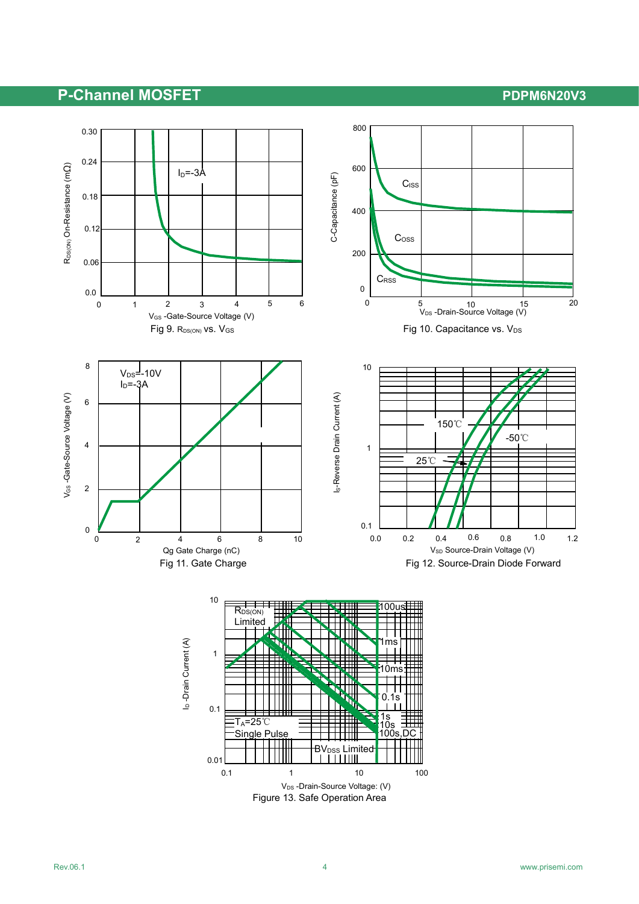Fig 9. $R_{DS(ON)}$ vs. $V_{GS}$

Fig 10. Capacitance vs. $V_{DS}$

Fig 11. Gate Charge

Fig 12. Source-Drain Diode Forward

Figure 13. Safe Operation Area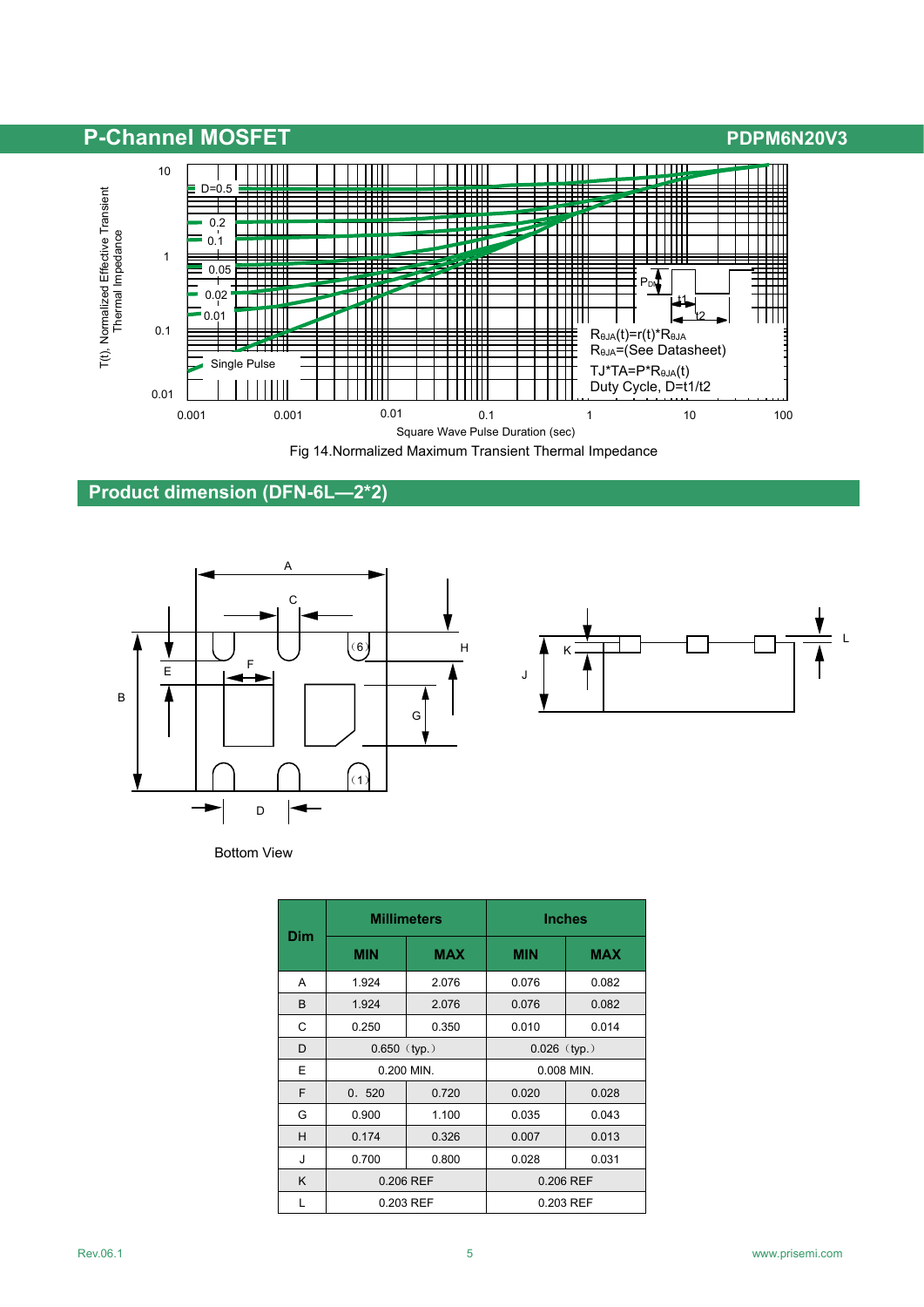## P-Channel MOSFET

T(t), Normalized Effective Transient Thermal Impedance

10
D=0.5
0.2
0.1
1
0.05
0.02
0.01
0.1
Single Pulse
0.01

0.001
0.001
0.01
0.1
1
10
100

Square Wave Pulse Duration (sec)

$P_{DM}$
t1
t2

$R_{\theta JA}(t)=r(t)*R_{\theta JA}$
$R_{\theta JA}$=(See Datasheet)
TJ*TA=P*$R_{\theta JA}$(t)
Duty Cycle, D=t1/t2

Fig 14.Normalized Maximum Transient Thermal Impedance

## Product dimension (DFN-6L—2*2)

A
C
(6)
H
E
F
B
G
(1)
D

Bottom View

K
J
L

| Dim | Millimeters | | Inches | |
|---|---|---|---|---|
| | MIN | MAX | MIN | MAX |
| A | 1.924 | 2.076 | 0.076 | 0.082 |
| B | 1.924 | 2.076 | 0.076 | 0.082 |
| C | 0.250 | 0.350 | 0.010 | 0.014 |
| D | 0.650（typ.） | | 0.026（typ.） | |
| E | 0.200 MIN. | | 0.008 MIN. | |
| F | 0．520 | 0.720 | 0.020 | 0.028 |
| G | 0.900 | 1.100 | 0.035 | 0.043 |
| H | 0.174 | 0.326 | 0.007 | 0.013 |
| J | 0.700 | 0.800 | 0.028 | 0.031 |
| K | 0.206 REF | | 0.206 REF | |
| L | 0.203 REF | | 0.203 REF | |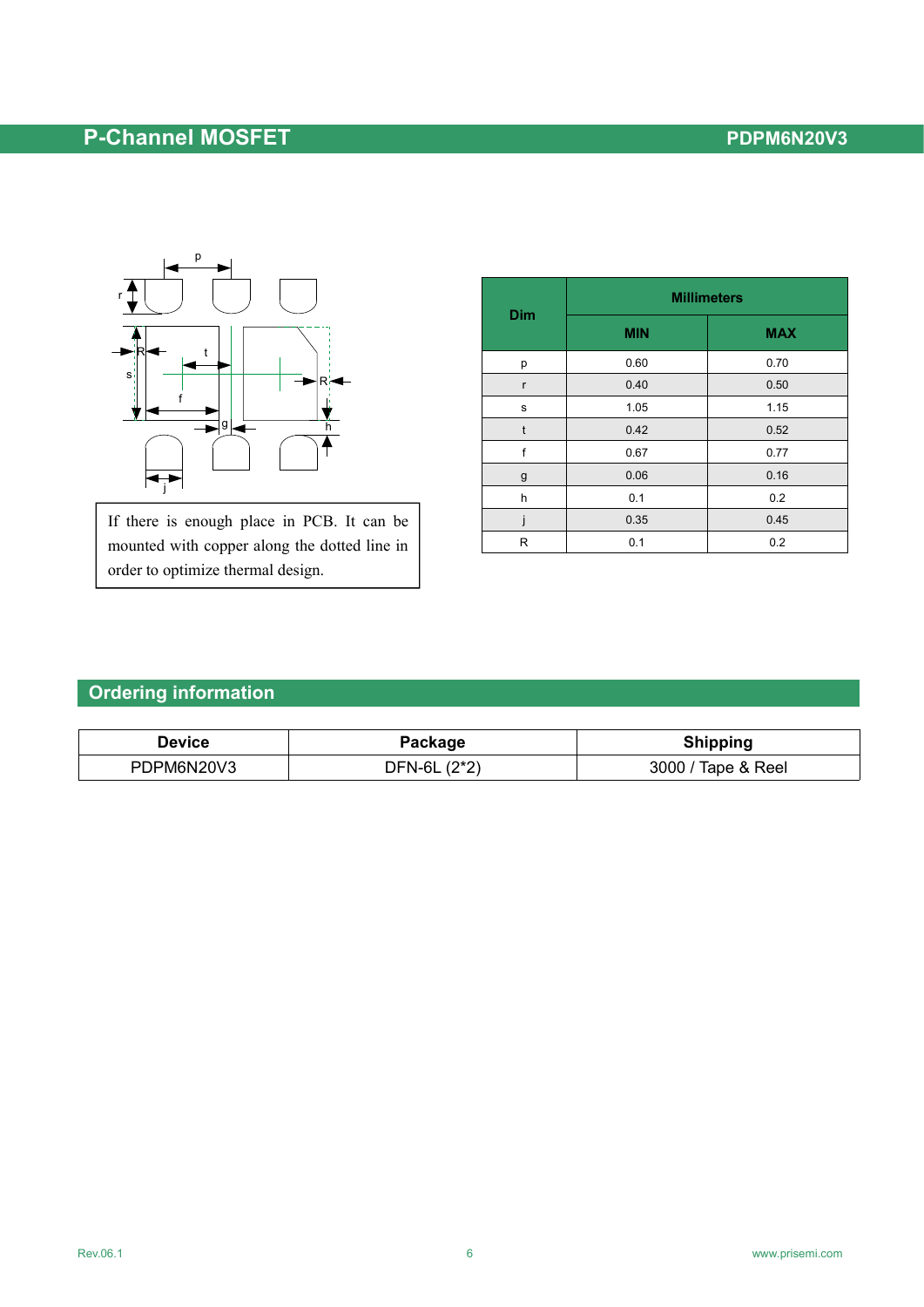p
r
R
t
s
R
f
g
h
j

If there is enough place in PCB. It can be mounted with copper along the dotted line in order to optimize thermal design.

| Dim | Millimeters | |
|---|---|---|
| | MIN | MAX |
| p | 0.60 | 0.70 |
| r | 0.40 | 0.50 |
| s | 1.05 | 1.15 |
| t | 0.42 | 0.52 |
| f | 0.67 | 0.77 |
| g | 0.06 | 0.16 |
| h | 0.1 | 0.2 |
| j | 0.35 | 0.45 |
| R | 0.1 | 0.2 |

## Ordering information

| Device | Package | Shipping |
|---|---|---|
| PDPM6N20V3 | DFN-6L (2*2) | 3000 / Tape & Reel |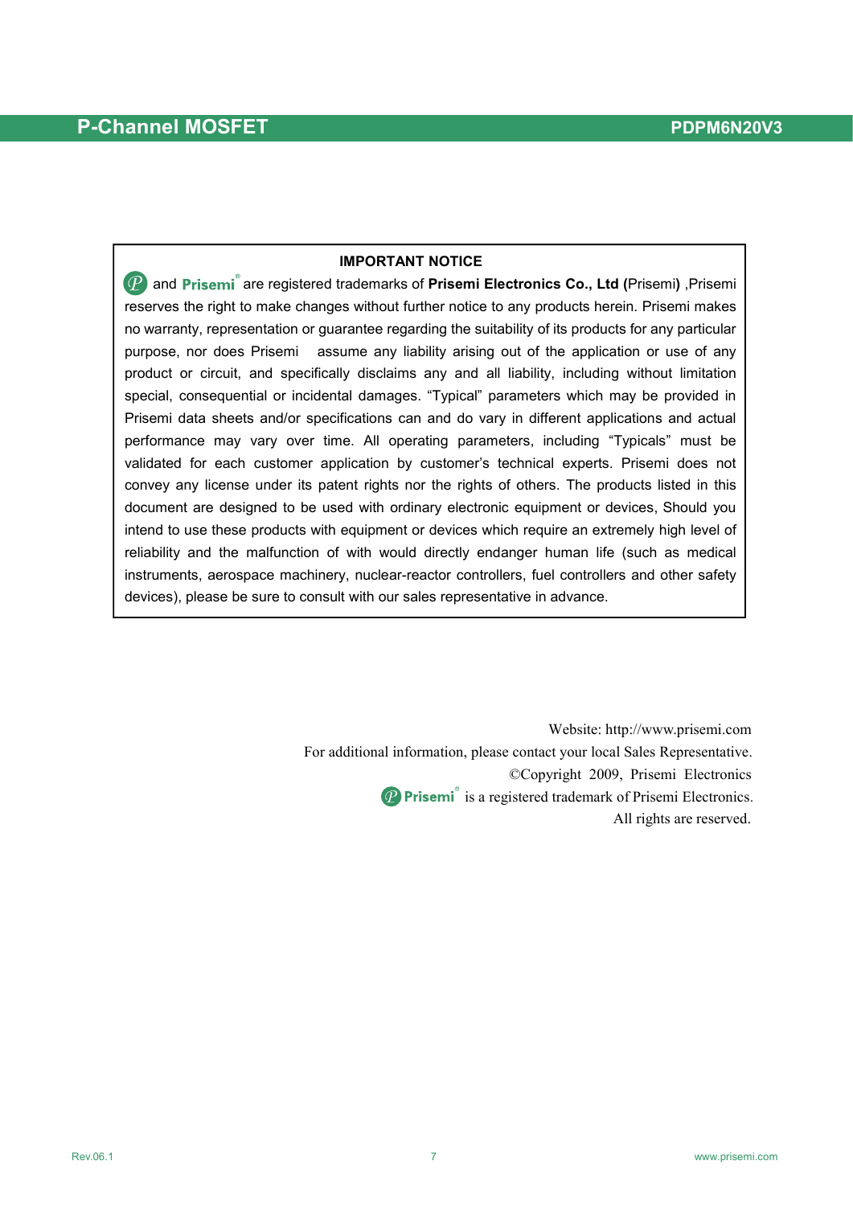## IMPORTANT NOTICE

and **Prisemi**® are registered trademarks of **Prisemi Electronics Co., Ltd (**Prisemi**)** ,Prisemi reserves the right to make changes without further notice to any products herein. Prisemi makes no warranty, representation or guarantee regarding the suitability of its products for any particular purpose, nor does Prisemi assume any liability arising out of the application or use of any product or circuit, and specifically disclaims any and all liability, including without limitation special, consequential or incidental damages. "Typical" parameters which may be provided in Prisemi data sheets and/or specifications can and do vary in different applications and actual performance may vary over time. All operating parameters, including "Typicals" must be validated for each customer application by customer's technical experts. Prisemi does not convey any license under its patent rights nor the rights of others. The products listed in this document are designed to be used with ordinary electronic equipment or devices, Should you intend to use these products with equipment or devices which require an extremely high level of reliability and the malfunction of with would directly endanger human life (such as medical instruments, aerospace machinery, nuclear-reactor controllers, fuel controllers and other safety devices), please be sure to consult with our sales representative in advance.

Website: http://www.prisemi.com
For additional information, please contact your local Sales Representative.
©Copyright 2009, Prisemi Electronics
**Prisemi**® is a registered trademark of Prisemi Electronics.
All rights are reserved.